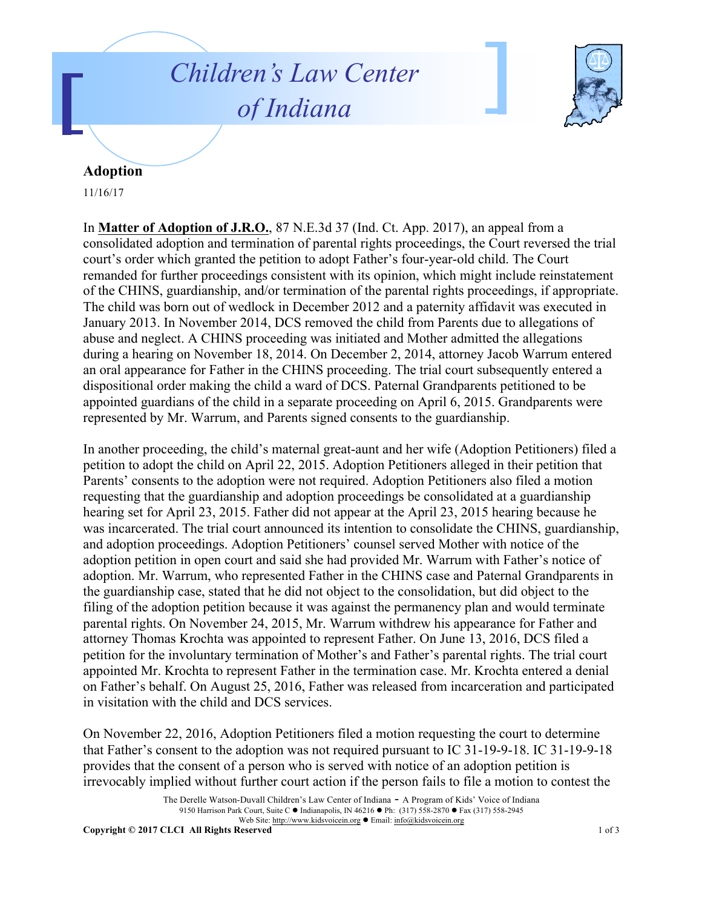# Children's Law Center of Indiana

## Adoption

11/16/17

In **Matter of Adoption of J.R.O.**, 87 N.E.3d 37 (Ind. Ct. App. 2017), an appeal from a consolidated adoption and termination of parental rights proceedings, the Court reversed the trial court's order which granted the petition to adopt Father's four-year-old child. The Court remanded for further proceedings consistent with its opinion, which might include reinstatement of the CHINS, guardianship, and/or termination of the parental rights proceedings, if appropriate. The child was born out of wedlock in December 2012 and a paternity affidavit was executed in January 2013. In November 2014, DCS removed the child from Parents due to allegations of abuse and neglect. A CHINS proceeding was initiated and Mother admitted the allegations during a hearing on November 18, 2014. On December 2, 2014, attorney Jacob Warrum entered an oral appearance for Father in the CHINS proceeding. The trial court subsequently entered a dispositional order making the child a ward of DCS. Paternal Grandparents petitioned to be appointed guardians of the child in a separate proceeding on April 6, 2015. Grandparents were represented by Mr. Warrum, and Parents signed consents to the guardianship.

In another proceeding, the child's maternal great-aunt and her wife (Adoption Petitioners) filed a petition to adopt the child on April 22, 2015. Adoption Petitioners alleged in their petition that Parents' consents to the adoption were not required. Adoption Petitioners also filed a motion requesting that the guardianship and adoption proceedings be consolidated at a guardianship hearing set for April 23, 2015. Father did not appear at the April 23, 2015 hearing because he was incarcerated. The trial court announced its intention to consolidate the CHINS, guardianship, and adoption proceedings. Adoption Petitioners' counsel served Mother with notice of the adoption petition in open court and said she had provided Mr. Warrum with Father's notice of adoption. Mr. Warrum, who represented Father in the CHINS case and Paternal Grandparents in the guardianship case, stated that he did not object to the consolidation, but did object to the filing of the adoption petition because it was against the permanency plan and would terminate parental rights. On November 24, 2015, Mr. Warrum withdrew his appearance for Father and attorney Thomas Krochta was appointed to represent Father. On June 13, 2016, DCS filed a petition for the involuntary termination of Mother's and Father's parental rights. The trial court appointed Mr. Krochta to represent Father in the termination case. Mr. Krochta entered a denial on Father's behalf. On August 25, 2016, Father was released from incarceration and participated in visitation with the child and DCS services.

On November 22, 2016, Adoption Petitioners filed a motion requesting the court to determine that Father's consent to the adoption was not required pursuant to IC 31-19-9-18. IC 31-19-9-18 provides that the consent of a person who is served with notice of an adoption petition is irrevocably implied without further court action if the person fails to file a motion to contest the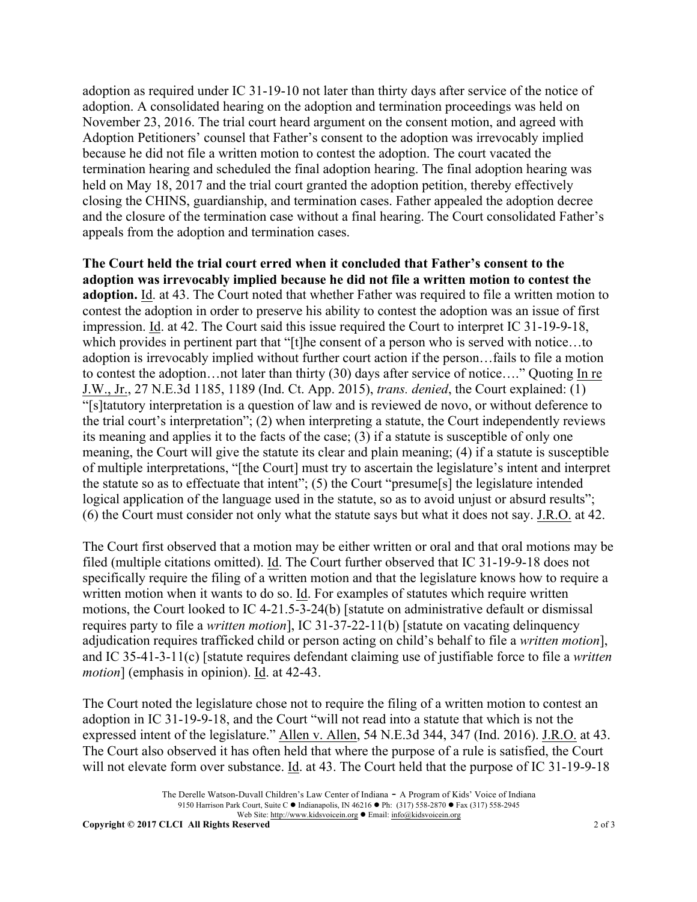adoption as required under IC 31-19-10 not later than thirty days after service of the notice of adoption. A consolidated hearing on the adoption and termination proceedings was held on November 23, 2016. The trial court heard argument on the consent motion, and agreed with Adoption Petitioners' counsel that Father's consent to the adoption was irrevocably implied because he did not file a written motion to contest the adoption. The court vacated the termination hearing and scheduled the final adoption hearing. The final adoption hearing was held on May 18, 2017 and the trial court granted the adoption petition, thereby effectively closing the CHINS, guardianship, and termination cases. Father appealed the adoption decree and the closure of the termination case without a final hearing. The Court consolidated Father's appeals from the adoption and termination cases.

**The Court held the trial court erred when it concluded that Father's consent to the adoption was irrevocably implied because he did not file a written motion to contest the adoption.** Id. at 43. The Court noted that whether Father was required to file a written motion to contest the adoption in order to preserve his ability to contest the adoption was an issue of first impression. Id. at 42. The Court said this issue required the Court to interpret IC 31-19-9-18, which provides in pertinent part that "[t]he consent of a person who is served with notice…to adoption is irrevocably implied without further court action if the person…fails to file a motion to contest the adoption…not later than thirty (30) days after service of notice…." Quoting In re J.W., Jr., 27 N.E.3d 1185, 1189 (Ind. Ct. App. 2015), *trans. denied*, the Court explained: (1) "[s]tatutory interpretation is a question of law and is reviewed de novo, or without deference to the trial court's interpretation"; (2) when interpreting a statute, the Court independently reviews its meaning and applies it to the facts of the case; (3) if a statute is susceptible of only one meaning, the Court will give the statute its clear and plain meaning; (4) if a statute is susceptible of multiple interpretations, "[the Court] must try to ascertain the legislature's intent and interpret the statute so as to effectuate that intent"; (5) the Court "presume[s] the legislature intended logical application of the language used in the statute, so as to avoid unjust or absurd results"; (6) the Court must consider not only what the statute says but what it does not say. J.R.O. at 42.

The Court first observed that a motion may be either written or oral and that oral motions may be filed (multiple citations omitted). Id. The Court further observed that IC 31-19-9-18 does not specifically require the filing of a written motion and that the legislature knows how to require a written motion when it wants to do so. Id. For examples of statutes which require written motions, the Court looked to IC 4-21.5-3-24(b) [statute on administrative default or dismissal requires party to file a *written motion*], IC 31-37-22-11(b) [statute on vacating delinquency adjudication requires trafficked child or person acting on child's behalf to file a *written motion*], and IC 35-41-3-11(c) [statute requires defendant claiming use of justifiable force to file a *written motion*] (emphasis in opinion). Id. at 42-43.

The Court noted the legislature chose not to require the filing of a written motion to contest an adoption in IC 31-19-9-18, and the Court "will not read into a statute that which is not the expressed intent of the legislature." Allen v. Allen, 54 N.E.3d 344, 347 (Ind. 2016). J.R.O. at 43. The Court also observed it has often held that where the purpose of a rule is satisfied, the Court will not elevate form over substance. Id. at 43. The Court held that the purpose of IC 31-19-9-18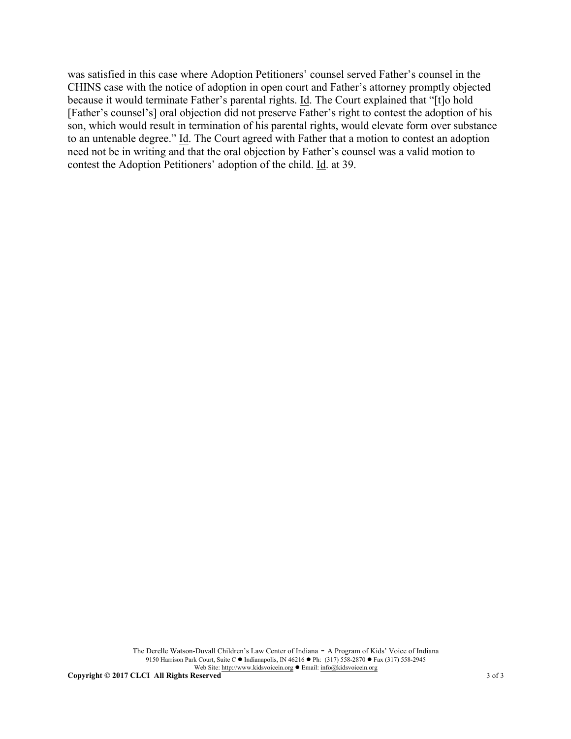was satisfied in this case where Adoption Petitioners' counsel served Father's counsel in the CHINS case with the notice of adoption in open court and Father's attorney promptly objected because it would terminate Father's parental rights. Id. The Court explained that "[t]o hold [Father's counsel's] oral objection did not preserve Father's right to contest the adoption of his son, which would result in termination of his parental rights, would elevate form over substance to an untenable degree." Id. The Court agreed with Father that a motion to contest an adoption need not be in writing and that the oral objection by Father's counsel was a valid motion to contest the Adoption Petitioners' adoption of the child. Id. at 39.